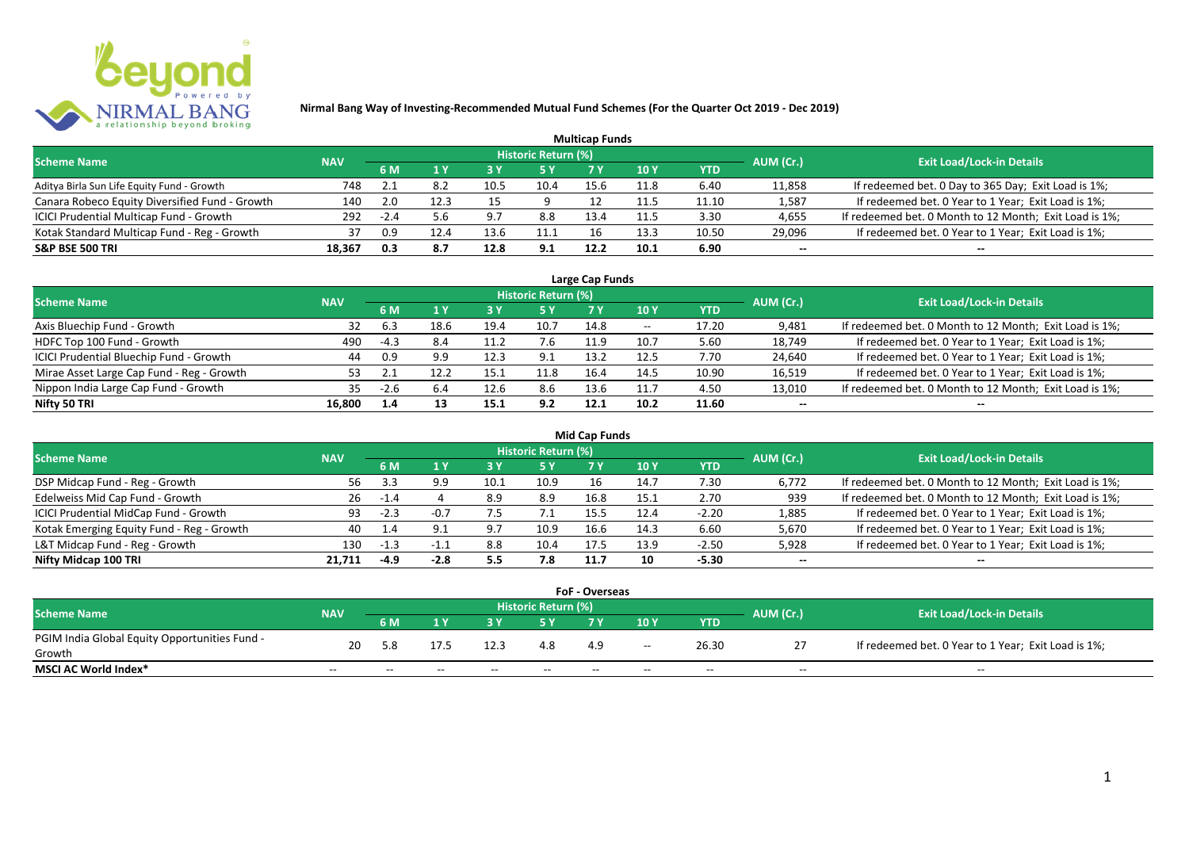# Nirmal Bang Way of Investing-Recommended Mutual Fund Schemes (For the Quarter Oct 2019 - Dec 2019)

## Multicap Funds

| Scheme Name | NAV | Historic Return (%) | | | | | | | AUM (Cr.) | Exit Load/Lock-in Details |
|---|---|---|---|---|---|---|---|---|---|---|
| | | 6 M | 1 Y | 3 Y | 5 Y | 7 Y | 10 Y | YTD | | |
| Aditya Birla Sun Life Equity Fund - Growth | 748 | 2.1 | 8.2 | 10.5 | 10.4 | 15.6 | 11.8 | 6.40 | 11,858 | If redeemed bet. 0 Day to 365 Day; Exit Load is 1%; |
| Canara Robeco Equity Diversified Fund - Growth | 140 | 2.0 | 12.3 | 15 | 9 | 12 | 11.5 | 11.10 | 1,587 | If redeemed bet. 0 Year to 1 Year; Exit Load is 1%; |
| ICICI Prudential Multicap Fund - Growth | 292 | -2.4 | 5.6 | 9.7 | 8.8 | 13.4 | 11.5 | 3.30 | 4,655 | If redeemed bet. 0 Month to 12 Month; Exit Load is 1%; |
| Kotak Standard Multicap Fund - Reg - Growth | 37 | 0.9 | 12.4 | 13.6 | 11.1 | 16 | 13.3 | 10.50 | 29,096 | If redeemed bet. 0 Year to 1 Year; Exit Load is 1%; |
| **S&P BSE 500 TRI** | **18,367** | **0.3** | **8.7** | **12.8** | **9.1** | **12.2** | **10.1** | **6.90** | -- | -- |

## Large Cap Funds

| Scheme Name | NAV | Historic Return (%) | | | | | | | AUM (Cr.) | Exit Load/Lock-in Details |
|---|---|---|---|---|---|---|---|---|---|---|
| | | 6 M | 1 Y | 3 Y | 5 Y | 7 Y | 10 Y | YTD | | |
| Axis Bluechip Fund - Growth | 32 | 6.3 | 18.6 | 19.4 | 10.7 | 14.8 | -- | 17.20 | 9,481 | If redeemed bet. 0 Month to 12 Month; Exit Load is 1%; |
| HDFC Top 100 Fund - Growth | 490 | -4.3 | 8.4 | 11.2 | 7.6 | 11.9 | 10.7 | 5.60 | 18,749 | If redeemed bet. 0 Year to 1 Year; Exit Load is 1%; |
| ICICI Prudential Bluechip Fund - Growth | 44 | 0.9 | 9.9 | 12.3 | 9.1 | 13.2 | 12.5 | 7.70 | 24,640 | If redeemed bet. 0 Year to 1 Year; Exit Load is 1%; |
| Mirae Asset Large Cap Fund - Reg - Growth | 53 | 2.1 | 12.2 | 15.1 | 11.8 | 16.4 | 14.5 | 10.90 | 16,519 | If redeemed bet. 0 Year to 1 Year; Exit Load is 1%; |
| Nippon India Large Cap Fund - Growth | 35 | -2.6 | 6.4 | 12.6 | 8.6 | 13.6 | 11.7 | 4.50 | 13,010 | If redeemed bet. 0 Month to 12 Month; Exit Load is 1%; |
| **Nifty 50 TRI** | **16,800** | **1.4** | **13** | **15.1** | **9.2** | **12.1** | **10.2** | **11.60** | -- | -- |

## Mid Cap Funds

| Scheme Name | NAV | Historic Return (%) | | | | | | | AUM (Cr.) | Exit Load/Lock-in Details |
|---|---|---|---|---|---|---|---|---|---|---|
| | | 6 M | 1 Y | 3 Y | 5 Y | 7 Y | 10 Y | YTD | | |
| DSP Midcap Fund - Reg - Growth | 56 | 3.3 | 9.9 | 10.1 | 10.9 | 16 | 14.7 | 7.30 | 6,772 | If redeemed bet. 0 Month to 12 Month; Exit Load is 1%; |
| Edelweiss Mid Cap Fund - Growth | 26 | -1.4 | 4 | 8.9 | 8.9 | 16.8 | 15.1 | 2.70 | 939 | If redeemed bet. 0 Month to 12 Month; Exit Load is 1%; |
| ICICI Prudential MidCap Fund - Growth | 93 | -2.3 | -0.7 | 7.5 | 7.1 | 15.5 | 12.4 | -2.20 | 1,885 | If redeemed bet. 0 Year to 1 Year; Exit Load is 1%; |
| Kotak Emerging Equity Fund - Reg - Growth | 40 | 1.4 | 9.1 | 9.7 | 10.9 | 16.6 | 14.3 | 6.60 | 5,670 | If redeemed bet. 0 Year to 1 Year; Exit Load is 1%; |
| L&T Midcap Fund - Reg - Growth | 130 | -1.3 | -1.1 | 8.8 | 10.4 | 17.5 | 13.9 | -2.50 | 5,928 | If redeemed bet. 0 Year to 1 Year; Exit Load is 1%; |
| **Nifty Midcap 100 TRI** | **21,711** | **-4.9** | **-2.8** | **5.5** | **7.8** | **11.7** | **10** | **-5.30** | -- | -- |

## FoF - Overseas

| Scheme Name | NAV | Historic Return (%) | | | | | | | AUM (Cr.) | Exit Load/Lock-in Details |
|---|---|---|---|---|---|---|---|---|---|---|
| | | 6 M | 1 Y | 3 Y | 5 Y | 7 Y | 10 Y | YTD | | |
| PGIM India Global Equity Opportunities Fund - Growth | 20 | 5.8 | 17.5 | 12.3 | 4.8 | 4.9 | -- | 26.30 | 27 | If redeemed bet. 0 Year to 1 Year; Exit Load is 1%; |
| **MSCI AC World Index*** | -- | -- | -- | -- | -- | -- | -- | -- | -- | -- |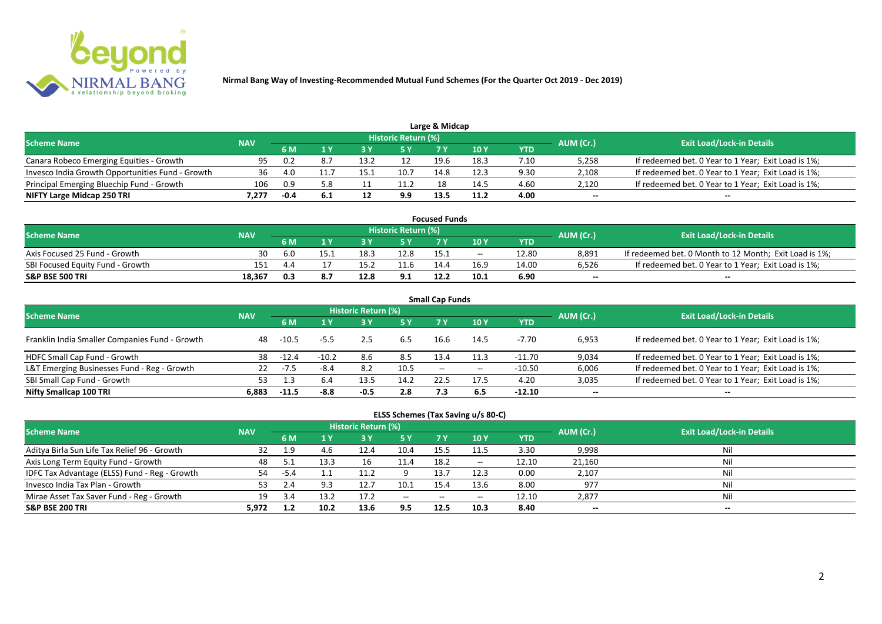# Nirmal Bang Way of Investing-Recommended Mutual Fund Schemes (For the Quarter Oct 2019 - Dec 2019)

## Large & Midcap

| Scheme Name | NAV | Historic Return (%) | | | | | | | AUM (Cr.) | Exit Load/Lock-in Details |
|---|---|---|---|---|---|---|---|---|---|---|
| | | 6 M | 1 Y | 3 Y | 5 Y | 7 Y | 10 Y | YTD | | |
| Canara Robeco Emerging Equities - Growth | 95 | 0.2 | 8.7 | 13.2 | 12 | 19.6 | 18.3 | 7.10 | 5,258 | If redeemed bet. 0 Year to 1 Year; Exit Load is 1%; |
| Invesco India Growth Opportunities Fund - Growth | 36 | 4.0 | 11.7 | 15.1 | 10.7 | 14.8 | 12.3 | 9.30 | 2,108 | If redeemed bet. 0 Year to 1 Year; Exit Load is 1%; |
| Principal Emerging Bluechip Fund - Growth | 106 | 0.9 | 5.8 | 11 | 11.2 | 18 | 14.5 | 4.60 | 2,120 | If redeemed bet. 0 Year to 1 Year; Exit Load is 1%; |
| **NIFTY Large Midcap 250 TRI** | **7,277** | **-0.4** | **6.1** | **12** | **9.9** | **13.5** | **11.2** | **4.00** | **--** | **--** |

## Focused Funds

| Scheme Name | NAV | Historic Return (%) | | | | | | | AUM (Cr.) | Exit Load/Lock-in Details |
|---|---|---|---|---|---|---|---|---|---|---|
| | | 6 M | 1 Y | 3 Y | 5 Y | 7 Y | 10 Y | YTD | | |
| Axis Focused 25 Fund - Growth | 30 | 6.0 | 15.1 | 18.3 | 12.8 | 15.1 | -- | 12.80 | 8,891 | If redeemed bet. 0 Month to 12 Month; Exit Load is 1%; |
| SBI Focused Equity Fund - Growth | 151 | 4.4 | 17 | 15.2 | 11.6 | 14.4 | 16.9 | 14.00 | 6,526 | If redeemed bet. 0 Year to 1 Year; Exit Load is 1%; |
| **S&P BSE 500 TRI** | **18,367** | **0.3** | **8.7** | **12.8** | **9.1** | **12.2** | **10.1** | **6.90** | **--** | **--** |

## Small Cap Funds

| Scheme Name | NAV | Historic Return (%) | | | | | | | AUM (Cr.) | Exit Load/Lock-in Details |
|---|---|---|---|---|---|---|---|---|---|---|
| | | 6 M | 1 Y | 3 Y | 5 Y | 7 Y | 10 Y | YTD | | |
| Franklin India Smaller Companies Fund - Growth | 48 | -10.5 | -5.5 | 2.5 | 6.5 | 16.6 | 14.5 | -7.70 | 6,953 | If redeemed bet. 0 Year to 1 Year; Exit Load is 1%; |
| HDFC Small Cap Fund - Growth | 38 | -12.4 | -10.2 | 8.6 | 8.5 | 13.4 | 11.3 | -11.70 | 9,034 | If redeemed bet. 0 Year to 1 Year; Exit Load is 1%; |
| L&T Emerging Businesses Fund - Reg - Growth | 22 | -7.5 | -8.4 | 8.2 | 10.5 | -- | -- | -10.50 | 6,006 | If redeemed bet. 0 Year to 1 Year; Exit Load is 1%; |
| SBI Small Cap Fund - Growth | 53 | 1.3 | 6.4 | 13.5 | 14.2 | 22.5 | 17.5 | 4.20 | 3,035 | If redeemed bet. 0 Year to 1 Year; Exit Load is 1%; |
| **Nifty Smallcap 100 TRI** | **6,883** | **-11.5** | **-8.8** | **-0.5** | **2.8** | **7.3** | **6.5** | **-12.10** | **--** | **--** |

## ELSS Schemes (Tax Saving u/s 80-C)

| Scheme Name | NAV | Historic Return (%) | | | | | | | AUM (Cr.) | Exit Load/Lock-in Details |
|---|---|---|---|---|---|---|---|---|---|---|
| | | 6 M | 1 Y | 3 Y | 5 Y | 7 Y | 10 Y | YTD | | |
| Aditya Birla Sun Life Tax Relief 96 - Growth | 32 | 1.9 | 4.6 | 12.4 | 10.4 | 15.5 | 11.5 | 3.30 | 9,998 | Nil |
| Axis Long Term Equity Fund - Growth | 48 | 5.1 | 13.3 | 16 | 11.4 | 18.2 | -- | 12.10 | 21,160 | Nil |
| IDFC Tax Advantage (ELSS) Fund - Reg - Growth | 54 | -5.4 | 1.1 | 11.2 | 9 | 13.7 | 12.3 | 0.00 | 2,107 | Nil |
| Invesco India Tax Plan - Growth | 53 | 2.4 | 9.3 | 12.7 | 10.1 | 15.4 | 13.6 | 8.00 | 977 | Nil |
| Mirae Asset Tax Saver Fund - Reg - Growth | 19 | 3.4 | 13.2 | 17.2 | -- | -- | -- | 12.10 | 2,877 | Nil |
| **S&P BSE 200 TRI** | **5,972** | **1.2** | **10.2** | **13.6** | **9.5** | **12.5** | **10.3** | **8.40** | **--** | **--** |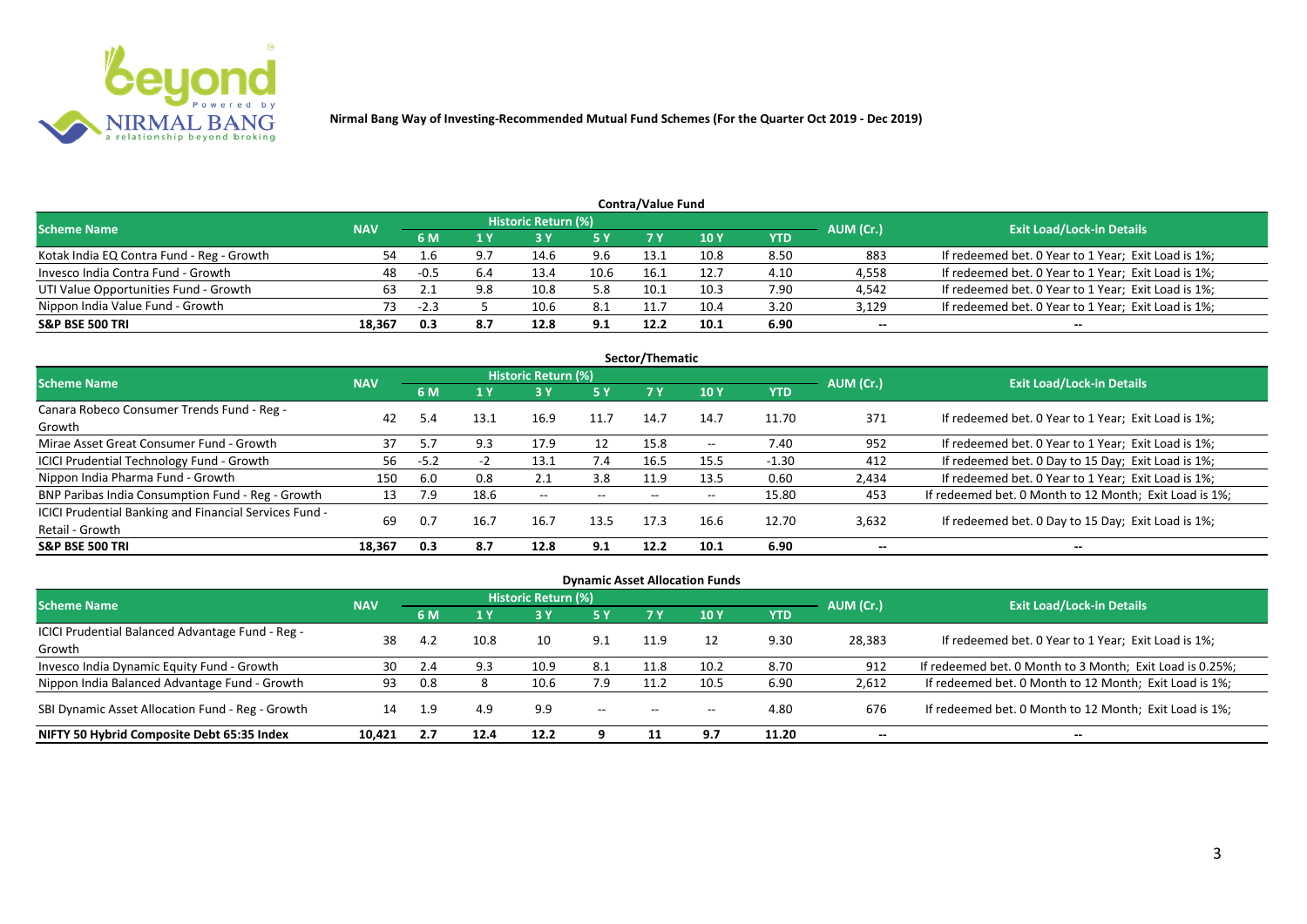Nirmal Bang Way of Investing-Recommended Mutual Fund Schemes (For the Quarter Oct 2019 - Dec 2019)

## Contra/Value Fund

| Scheme Name | NAV | Historic Return (%) | | | | | | | AUM (Cr.) | Exit Load/Lock-in Details |
|---|---|---|---|---|---|---|---|---|---|---|
| | | 6 M | 1 Y | 3 Y | 5 Y | 7 Y | 10 Y | YTD | | |
| Kotak India EQ Contra Fund - Reg - Growth | 54 | 1.6 | 9.7 | 14.6 | 9.6 | 13.1 | 10.8 | 8.50 | 883 | If redeemed bet. 0 Year to 1 Year; Exit Load is 1%; |
| Invesco India Contra Fund - Growth | 48 | -0.5 | 6.4 | 13.4 | 10.6 | 16.1 | 12.7 | 4.10 | 4,558 | If redeemed bet. 0 Year to 1 Year; Exit Load is 1%; |
| UTI Value Opportunities Fund - Growth | 63 | 2.1 | 9.8 | 10.8 | 5.8 | 10.1 | 10.3 | 7.90 | 4,542 | If redeemed bet. 0 Year to 1 Year; Exit Load is 1%; |
| Nippon India Value Fund - Growth | 73 | -2.3 | 5 | 10.6 | 8.1 | 11.7 | 10.4 | 3.20 | 3,129 | If redeemed bet. 0 Year to 1 Year; Exit Load is 1%; |
| **S&P BSE 500 TRI** | **18,367** | **0.3** | **8.7** | **12.8** | **9.1** | **12.2** | **10.1** | **6.90** | **--** | **--** |

## Sector/Thematic

| Scheme Name | NAV | Historic Return (%) | | | | | | | AUM (Cr.) | Exit Load/Lock-in Details |
|---|---|---|---|---|---|---|---|---|---|---|
| | | 6 M | 1 Y | 3 Y | 5 Y | 7 Y | 10 Y | YTD | | |
| Canara Robeco Consumer Trends Fund - Reg - Growth | 42 | 5.4 | 13.1 | 16.9 | 11.7 | 14.7 | 14.7 | 11.70 | 371 | If redeemed bet. 0 Year to 1 Year; Exit Load is 1%; |
| Mirae Asset Great Consumer Fund - Growth | 37 | 5.7 | 9.3 | 17.9 | 12 | 15.8 | -- | 7.40 | 952 | If redeemed bet. 0 Year to 1 Year; Exit Load is 1%; |
| ICICI Prudential Technology Fund - Growth | 56 | -5.2 | -2 | 13.1 | 7.4 | 16.5 | 15.5 | -1.30 | 412 | If redeemed bet. 0 Day to 15 Day; Exit Load is 1%; |
| Nippon India Pharma Fund - Growth | 150 | 6.0 | 0.8 | 2.1 | 3.8 | 11.9 | 13.5 | 0.60 | 2,434 | If redeemed bet. 0 Year to 1 Year; Exit Load is 1%; |
| BNP Paribas India Consumption Fund - Reg - Growth | 13 | 7.9 | 18.6 | -- | -- | -- | -- | 15.80 | 453 | If redeemed bet. 0 Month to 12 Month; Exit Load is 1%; |
| ICICI Prudential Banking and Financial Services Fund - Retail - Growth | 69 | 0.7 | 16.7 | 16.7 | 13.5 | 17.3 | 16.6 | 12.70 | 3,632 | If redeemed bet. 0 Day to 15 Day; Exit Load is 1%; |
| **S&P BSE 500 TRI** | **18,367** | **0.3** | **8.7** | **12.8** | **9.1** | **12.2** | **10.1** | **6.90** | **--** | **--** |

## Dynamic Asset Allocation Funds

| Scheme Name | NAV | Historic Return (%) | | | | | | | AUM (Cr.) | Exit Load/Lock-in Details |
|---|---|---|---|---|---|---|---|---|---|---|
| | | 6 M | 1 Y | 3 Y | 5 Y | 7 Y | 10 Y | YTD | | |
| ICICI Prudential Balanced Advantage Fund - Reg - Growth | 38 | 4.2 | 10.8 | 10 | 9.1 | 11.9 | 12 | 9.30 | 28,383 | If redeemed bet. 0 Year to 1 Year; Exit Load is 1%; |
| Invesco India Dynamic Equity Fund - Growth | 30 | 2.4 | 9.3 | 10.9 | 8.1 | 11.8 | 10.2 | 8.70 | 912 | If redeemed bet. 0 Month to 3 Month; Exit Load is 0.25%; |
| Nippon India Balanced Advantage Fund - Growth | 93 | 0.8 | 8 | 10.6 | 7.9 | 11.2 | 10.5 | 6.90 | 2,612 | If redeemed bet. 0 Month to 12 Month; Exit Load is 1%; |
| SBI Dynamic Asset Allocation Fund - Reg - Growth | 14 | 1.9 | 4.9 | 9.9 | -- | -- | -- | 4.80 | 676 | If redeemed bet. 0 Month to 12 Month; Exit Load is 1%; |
| **NIFTY 50 Hybrid Composite Debt 65:35 Index** | **10,421** | **2.7** | **12.4** | **12.2** | **9** | **11** | **9.7** | **11.20** | **--** | **--** |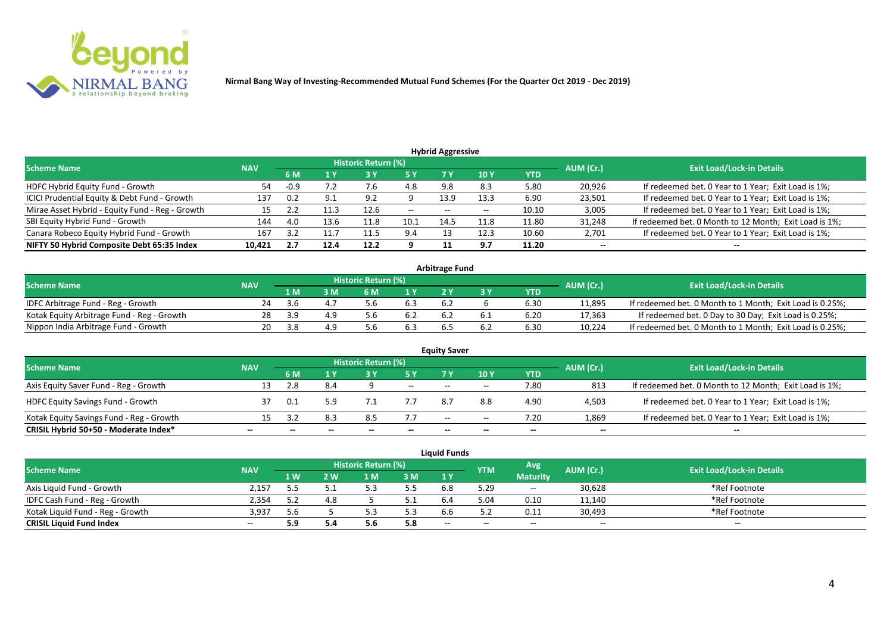**Nirmal Bang Way of Investing-Recommended Mutual Fund Schemes (For the Quarter Oct 2019 - Dec 2019)**

## Hybrid Aggressive

| Scheme Name | NAV | Historic Return (%) | | | | | | | AUM (Cr.) | Exit Load/Lock-in Details |
|---|---|---|---|---|---|---|---|---|---|---|
| | | 6 M | 1 Y | 3 Y | 5 Y | 7 Y | 10 Y | YTD | | |
| HDFC Hybrid Equity Fund - Growth | 54 | -0.9 | 7.2 | 7.6 | 4.8 | 9.8 | 8.3 | 5.80 | 20,926 | If redeemed bet. 0 Year to 1 Year; Exit Load is 1%; |
| ICICI Prudential Equity & Debt Fund - Growth | 137 | 0.2 | 9.1 | 9.2 | 9 | 13.9 | 13.3 | 6.90 | 23,501 | If redeemed bet. 0 Year to 1 Year; Exit Load is 1%; |
| Mirae Asset Hybrid - Equity Fund - Reg - Growth | 15 | 2.2 | 11.3 | 12.6 | -- | -- | -- | 10.10 | 3,005 | If redeemed bet. 0 Year to 1 Year; Exit Load is 1%; |
| SBI Equity Hybrid Fund - Growth | 144 | 4.0 | 13.6 | 11.8 | 10.1 | 14.5 | 11.8 | 11.80 | 31,248 | If redeemed bet. 0 Month to 12 Month; Exit Load is 1%; |
| Canara Robeco Equity Hybrid Fund - Growth | 167 | 3.2 | 11.7 | 11.5 | 9.4 | 13 | 12.3 | 10.60 | 2,701 | If redeemed bet. 0 Year to 1 Year; Exit Load is 1%; |
| **NIFTY 50 Hybrid Composite Debt 65:35 Index** | **10,421** | **2.7** | **12.4** | **12.2** | **9** | **11** | **9.7** | **11.20** | **--** | **--** |

## Arbitrage Fund

| Scheme Name | NAV | Historic Return (%) | | | | | | | AUM (Cr.) | Exit Load/Lock-in Details |
|---|---|---|---|---|---|---|---|---|---|---|
| | | 1 M | 3 M | 6 M | 1 Y | 2 Y | 3 Y | YTD | | |
| IDFC Arbitrage Fund - Reg - Growth | 24 | 3.6 | 4.7 | 5.6 | 6.3 | 6.2 | 6 | 6.30 | 11,895 | If redeemed bet. 0 Month to 1 Month; Exit Load is 0.25%; |
| Kotak Equity Arbitrage Fund - Reg - Growth | 28 | 3.9 | 4.9 | 5.6 | 6.2 | 6.2 | 6.1 | 6.20 | 17,363 | If redeemed bet. 0 Day to 30 Day; Exit Load is 0.25%; |
| Nippon India Arbitrage Fund - Growth | 20 | 3.8 | 4.9 | 5.6 | 6.3 | 6.5 | 6.2 | 6.30 | 10,224 | If redeemed bet. 0 Month to 1 Month; Exit Load is 0.25%; |

## Equity Saver

| Scheme Name | NAV | Historic Return (%) | | | | | | | AUM (Cr.) | Exit Load/Lock-in Details |
|---|---|---|---|---|---|---|---|---|---|---|
| | | 6 M | 1 Y | 3 Y | 5 Y | 7 Y | 10 Y | YTD | | |
| Axis Equity Saver Fund - Reg - Growth | 13 | 2.8 | 8.4 | 9 | -- | -- | -- | 7.80 | 813 | If redeemed bet. 0 Month to 12 Month; Exit Load is 1%; |
| HDFC Equity Savings Fund - Growth | 37 | 0.1 | 5.9 | 7.1 | 7.7 | 8.7 | 8.8 | 4.90 | 4,503 | If redeemed bet. 0 Year to 1 Year; Exit Load is 1%; |
| Kotak Equity Savings Fund - Reg - Growth | 15 | 3.2 | 8.3 | 8.5 | 7.7 | -- | -- | 7.20 | 1,869 | If redeemed bet. 0 Year to 1 Year; Exit Load is 1%; |
| **CRISIL Hybrid 50+50 - Moderate Index*** | **--** | **--** | **--** | **--** | **--** | **--** | **--** | **--** | **--** | **--** |

## Liquid Funds

| Scheme Name | NAV | Historic Return (%) | | | | | YTM | Avg Maturity | AUM (Cr.) | Exit Load/Lock-in Details |
|---|---|---|---|---|---|---|---|---|---|---|
| | | 1 W | 2 W | 1 M | 3 M | 1 Y | | | | |
| Axis Liquid Fund - Growth | 2,157 | 5.5 | 5.1 | 5.3 | 5.5 | 6.8 | 5.29 | -- | 30,628 | *Ref Footnote |
| IDFC Cash Fund - Reg - Growth | 2,354 | 5.2 | 4.8 | 5 | 5.1 | 6.4 | 5.04 | 0.10 | 11,140 | *Ref Footnote |
| Kotak Liquid Fund - Reg - Growth | 3,937 | 5.6 | 5 | 5.3 | 5.3 | 6.6 | 5.2 | 0.11 | 30,493 | *Ref Footnote |
| **CRISIL Liquid Fund Index** | **--** | **5.9** | **5.4** | **5.6** | **5.8** | **--** | **--** | **--** | **--** | **--** |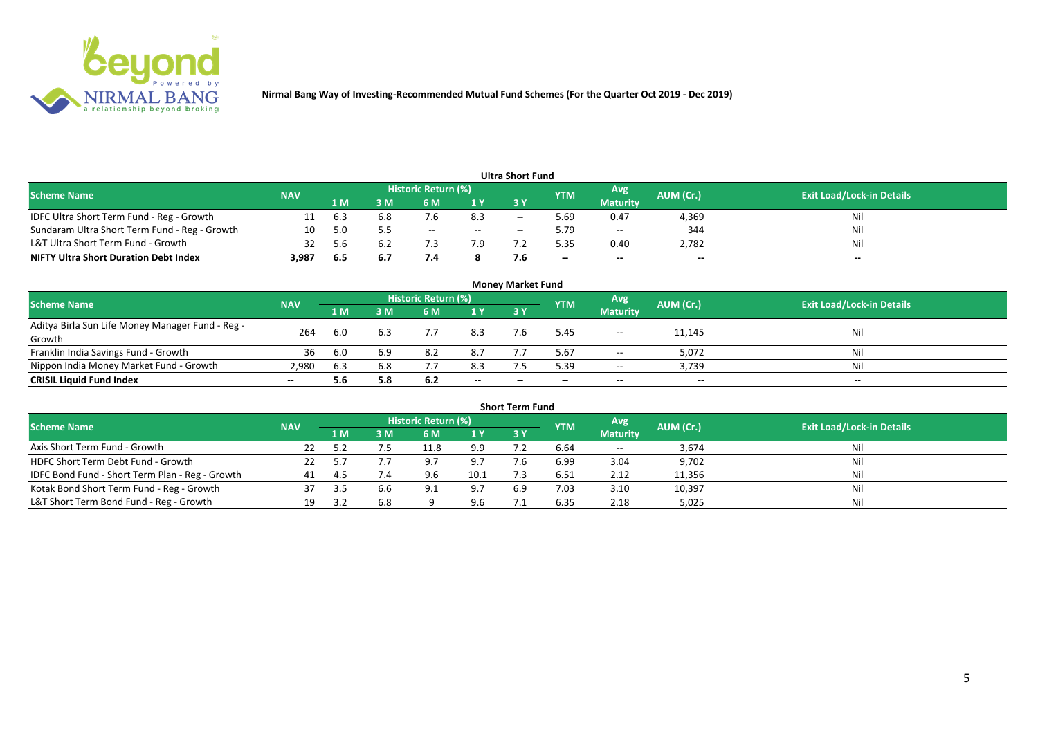**Nirmal Bang Way of Investing-Recommended Mutual Fund Schemes (For the Quarter Oct 2019 - Dec 2019)**

### Ultra Short Fund

| Scheme Name | NAV | Historic Return (%) | | | | | YTM | Avg Maturity | AUM (Cr.) | Exit Load/Lock-in Details |
|---|---|---|---|---|---|---|---|---|---|---|
| | | 1 M | 3 M | 6 M | 1 Y | 3 Y | | | | |
| IDFC Ultra Short Term Fund - Reg - Growth | 11 | 6.3 | 6.8 | 7.6 | 8.3 | -- | 5.69 | 0.47 | 4,369 | Nil |
| Sundaram Ultra Short Term Fund - Reg - Growth | 10 | 5.0 | 5.5 | -- | -- | -- | 5.79 | -- | 344 | Nil |
| L&T Ultra Short Term Fund - Growth | 32 | 5.6 | 6.2 | 7.3 | 7.9 | 7.2 | 5.35 | 0.40 | 2,782 | Nil |
| **NIFTY Ultra Short Duration Debt Index** | **3,987** | **6.5** | **6.7** | **7.4** | **8** | **7.6** | **--** | **--** | **--** | **--** |

### Money Market Fund

| Scheme Name | NAV | Historic Return (%) | | | | | YTM | Avg Maturity | AUM (Cr.) | Exit Load/Lock-in Details |
|---|---|---|---|---|---|---|---|---|---|---|
| | | 1 M | 3 M | 6 M | 1 Y | 3 Y | | | | |
| Aditya Birla Sun Life Money Manager Fund - Reg - Growth | 264 | 6.0 | 6.3 | 7.7 | 8.3 | 7.6 | 5.45 | -- | 11,145 | Nil |
| Franklin India Savings Fund - Growth | 36 | 6.0 | 6.9 | 8.2 | 8.7 | 7.7 | 5.67 | -- | 5,072 | Nil |
| Nippon India Money Market Fund - Growth | 2,980 | 6.3 | 6.8 | 7.7 | 8.3 | 7.5 | 5.39 | -- | 3,739 | Nil |
| **CRISIL Liquid Fund Index** | **--** | **5.6** | **5.8** | **6.2** | **--** | **--** | **--** | **--** | **--** | **--** |

### Short Term Fund

| Scheme Name | NAV | Historic Return (%) | | | | | YTM | Avg Maturity | AUM (Cr.) | Exit Load/Lock-in Details |
|---|---|---|---|---|---|---|---|---|---|---|
| | | 1 M | 3 M | 6 M | 1 Y | 3 Y | | | | |
| Axis Short Term Fund - Growth | 22 | 5.2 | 7.5 | 11.8 | 9.9 | 7.2 | 6.64 | -- | 3,674 | Nil |
| HDFC Short Term Debt Fund - Growth | 22 | 5.7 | 7.7 | 9.7 | 9.7 | 7.6 | 6.99 | 3.04 | 9,702 | Nil |
| IDFC Bond Fund - Short Term Plan - Reg - Growth | 41 | 4.5 | 7.4 | 9.6 | 10.1 | 7.3 | 6.51 | 2.12 | 11,356 | Nil |
| Kotak Bond Short Term Fund - Reg - Growth | 37 | 3.5 | 6.6 | 9.1 | 9.7 | 6.9 | 7.03 | 3.10 | 10,397 | Nil |
| L&T Short Term Bond Fund - Reg - Growth | 19 | 3.2 | 6.8 | 9 | 9.6 | 7.1 | 6.35 | 2.18 | 5,025 | Nil |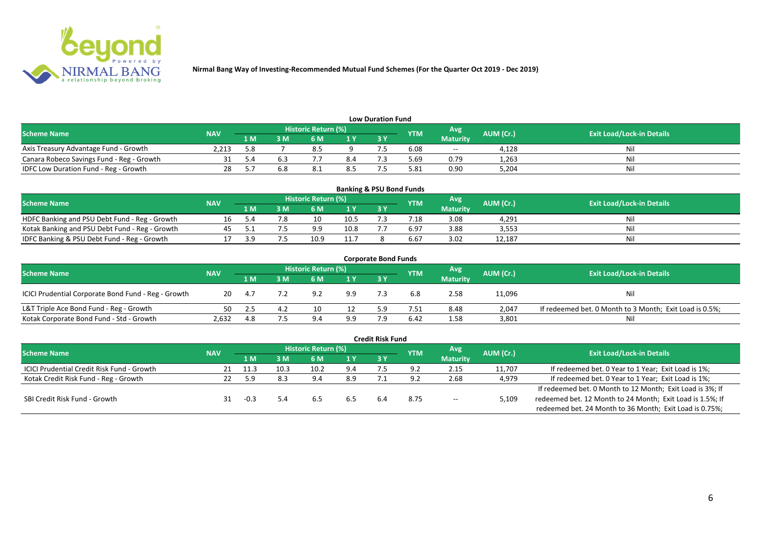Nirmal Bang Way of Investing-Recommended Mutual Fund Schemes (For the Quarter Oct 2019 - Dec 2019)

## Low Duration Fund

| Scheme Name | NAV | Historic Return (%) | | | | | YTM | Avg Maturity | AUM (Cr.) | Exit Load/Lock-in Details |
|---|---|---|---|---|---|---|---|---|---|---|
| | | 1 M | 3 M | 6 M | 1 Y | 3 Y | | | | |
| Axis Treasury Advantage Fund - Growth | 2,213 | 5.8 | 7 | 8.5 | 9 | 7.5 | 6.08 | -- | 4,128 | Nil |
| Canara Robeco Savings Fund - Reg - Growth | 31 | 5.4 | 6.3 | 7.7 | 8.4 | 7.3 | 5.69 | 0.79 | 1,263 | Nil |
| IDFC Low Duration Fund - Reg - Growth | 28 | 5.7 | 6.8 | 8.1 | 8.5 | 7.5 | 5.81 | 0.90 | 5,204 | Nil |

## Banking & PSU Bond Funds

| Scheme Name | NAV | Historic Return (%) | | | | | YTM | Avg Maturity | AUM (Cr.) | Exit Load/Lock-in Details |
|---|---|---|---|---|---|---|---|---|---|---|
| | | 1 M | 3 M | 6 M | 1 Y | 3 Y | | | | |
| HDFC Banking and PSU Debt Fund - Reg - Growth | 16 | 5.4 | 7.8 | 10 | 10.5 | 7.3 | 7.18 | 3.08 | 4,291 | Nil |
| Kotak Banking and PSU Debt Fund - Reg - Growth | 45 | 5.1 | 7.5 | 9.9 | 10.8 | 7.7 | 6.97 | 3.88 | 3,553 | Nil |
| IDFC Banking & PSU Debt Fund - Reg - Growth | 17 | 3.9 | 7.5 | 10.9 | 11.7 | 8 | 6.67 | 3.02 | 12,187 | Nil |

## Corporate Bond Funds

| Scheme Name | NAV | Historic Return (%) | | | | | YTM | Avg Maturity | AUM (Cr.) | Exit Load/Lock-in Details |
|---|---|---|---|---|---|---|---|---|---|---|
| | | 1 M | 3 M | 6 M | 1 Y | 3 Y | | | | |
| ICICI Prudential Corporate Bond Fund - Reg - Growth | 20 | 4.7 | 7.2 | 9.2 | 9.9 | 7.3 | 6.8 | 2.58 | 11,096 | Nil |
| L&T Triple Ace Bond Fund - Reg - Growth | 50 | 2.5 | 4.2 | 10 | 12 | 5.9 | 7.51 | 8.48 | 2,047 | If redeemed bet. 0 Month to 3 Month; Exit Load is 0.5%; |
| Kotak Corporate Bond Fund - Std - Growth | 2,632 | 4.8 | 7.5 | 9.4 | 9.9 | 7.9 | 6.42 | 1.58 | 3,801 | Nil |

## Credit Risk Fund

| Scheme Name | NAV | Historic Return (%) | | | | | YTM | Avg Maturity | AUM (Cr.) | Exit Load/Lock-in Details |
|---|---|---|---|---|---|---|---|---|---|---|
| | | 1 M | 3 M | 6 M | 1 Y | 3 Y | | | | |
| ICICI Prudential Credit Risk Fund - Growth | 21 | 11.3 | 10.3 | 10.2 | 9.4 | 7.5 | 9.2 | 2.15 | 11,707 | If redeemed bet. 0 Year to 1 Year; Exit Load is 1%; |
| Kotak Credit Risk Fund - Reg - Growth | 22 | 5.9 | 8.3 | 9.4 | 8.9 | 7.1 | 9.2 | 2.68 | 4,979 | If redeemed bet. 0 Year to 1 Year; Exit Load is 1%; |
| SBI Credit Risk Fund - Growth | 31 | -0.3 | 5.4 | 6.5 | 6.5 | 6.4 | 8.75 | -- | 5,109 | If redeemed bet. 0 Month to 12 Month; Exit Load is 3%; If redeemed bet. 12 Month to 24 Month; Exit Load is 1.5%; If redeemed bet. 24 Month to 36 Month; Exit Load is 0.75%; |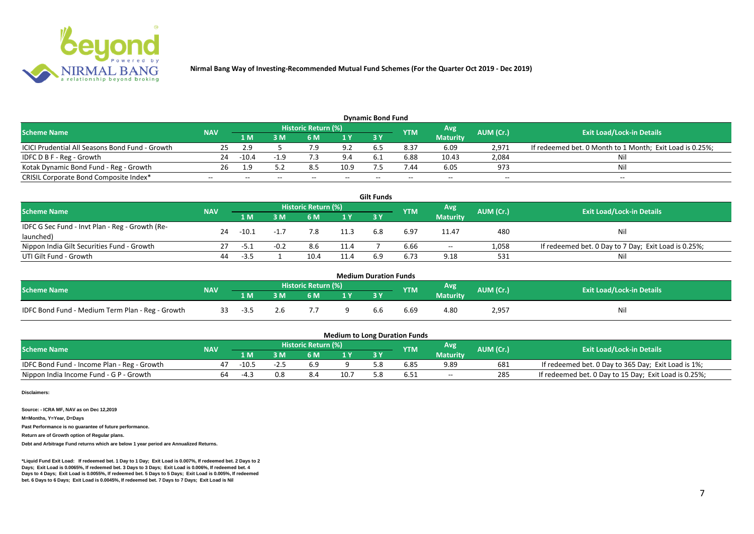**Nirmal Bang Way of Investing-Recommended Mutual Fund Schemes (For the Quarter Oct 2019 - Dec 2019)**

## Dynamic Bond Fund

| Scheme Name | NAV | Historic Return (%) | | | | | YTM | Avg Maturity | AUM (Cr.) | Exit Load/Lock-in Details |
|---|---|---|---|---|---|---|---|---|---|---|
| | | 1 M | 3 M | 6 M | 1 Y | 3 Y | | | | |
| ICICI Prudential All Seasons Bond Fund - Growth | 25 | 2.9 | 5 | 7.9 | 9.2 | 6.5 | 8.37 | 6.09 | 2,971 | If redeemed bet. 0 Month to 1 Month; Exit Load is 0.25%; |
| IDFC D B F - Reg - Growth | 24 | -10.4 | -1.9 | 7.3 | 9.4 | 6.1 | 6.88 | 10.43 | 2,084 | Nil |
| Kotak Dynamic Bond Fund - Reg - Growth | 26 | 1.9 | 5.2 | 8.5 | 10.9 | 7.5 | 7.44 | 6.05 | 973 | Nil |
| CRISIL Corporate Bond Composite Index* | -- | -- | -- | -- | -- | -- | -- | -- | -- | -- |

## Gilt Funds

| Scheme Name | NAV | Historic Return (%) | | | | | YTM | Avg Maturity | AUM (Cr.) | Exit Load/Lock-in Details |
|---|---|---|---|---|---|---|---|---|---|---|
| | | 1 M | 3 M | 6 M | 1 Y | 3 Y | | | | |
| IDFC G Sec Fund - Invt Plan - Reg - Growth (Re-launched) | 24 | -10.1 | -1.7 | 7.8 | 11.3 | 6.8 | 6.97 | 11.47 | 480 | Nil |
| Nippon India Gilt Securities Fund - Growth | 27 | -5.1 | -0.2 | 8.6 | 11.4 | 7 | 6.66 | -- | 1,058 | If redeemed bet. 0 Day to 7 Day; Exit Load is 0.25%; |
| UTI Gilt Fund - Growth | 44 | -3.5 | 1 | 10.4 | 11.4 | 6.9 | 6.73 | 9.18 | 531 | Nil |

## Medium Duration Funds

| Scheme Name | NAV | Historic Return (%) | | | | | YTM | Avg Maturity | AUM (Cr.) | Exit Load/Lock-in Details |
|---|---|---|---|---|---|---|---|---|---|---|
| | | 1 M | 3 M | 6 M | 1 Y | 3 Y | | | | |
| IDFC Bond Fund - Medium Term Plan - Reg - Growth | 33 | -3.5 | 2.6 | 7.7 | 9 | 6.6 | 6.69 | 4.80 | 2,957 | Nil |

## Medium to Long Duration Funds

| Scheme Name | NAV | Historic Return (%) | | | | | YTM | Avg Maturity | AUM (Cr.) | Exit Load/Lock-in Details |
|---|---|---|---|---|---|---|---|---|---|---|
| | | 1 M | 3 M | 6 M | 1 Y | 3 Y | | | | |
| IDFC Bond Fund - Income Plan - Reg - Growth | 47 | -10.5 | -2.5 | 6.9 | 9 | 5.8 | 6.85 | 9.89 | 681 | If redeemed bet. 0 Day to 365 Day; Exit Load is 1%; |
| Nippon India Income Fund - G P - Growth | 64 | -4.3 | 0.8 | 8.4 | 10.7 | 5.8 | 6.51 | -- | 285 | If redeemed bet. 0 Day to 15 Day; Exit Load is 0.25%; |

**Disclaimers:**

**Source: - ICRA MF, NAV as on Dec 12,2019**

**M=Months, Y=Year, D=Days**

**Past Performance is no guarantee of future performance.**

**Return are of Growth option of Regular plans.**

**Debt and Arbitrage Fund returns which are below 1 year period are Annualized Returns.**

**\*Liquid Fund Exit Load: If redeemed bet. 1 Day to 1 Day; Exit Load is 0.007%, If redeemed bet. 2 Days to 2 Days; Exit Load is 0.0065%, If redeemed bet. 3 Days to 3 Days; Exit Load is 0.006%, If redeemed bet. 4 Days to 4 Days; Exit Load is 0.0055%, If redeemed bet. 5 Days to 5 Days; Exit Load is 0.005%, If redeemed bet. 6 Days to 6 Days; Exit Load is 0.0045%, If redeemed bet. 7 Days to 7 Days; Exit Load is Nil**